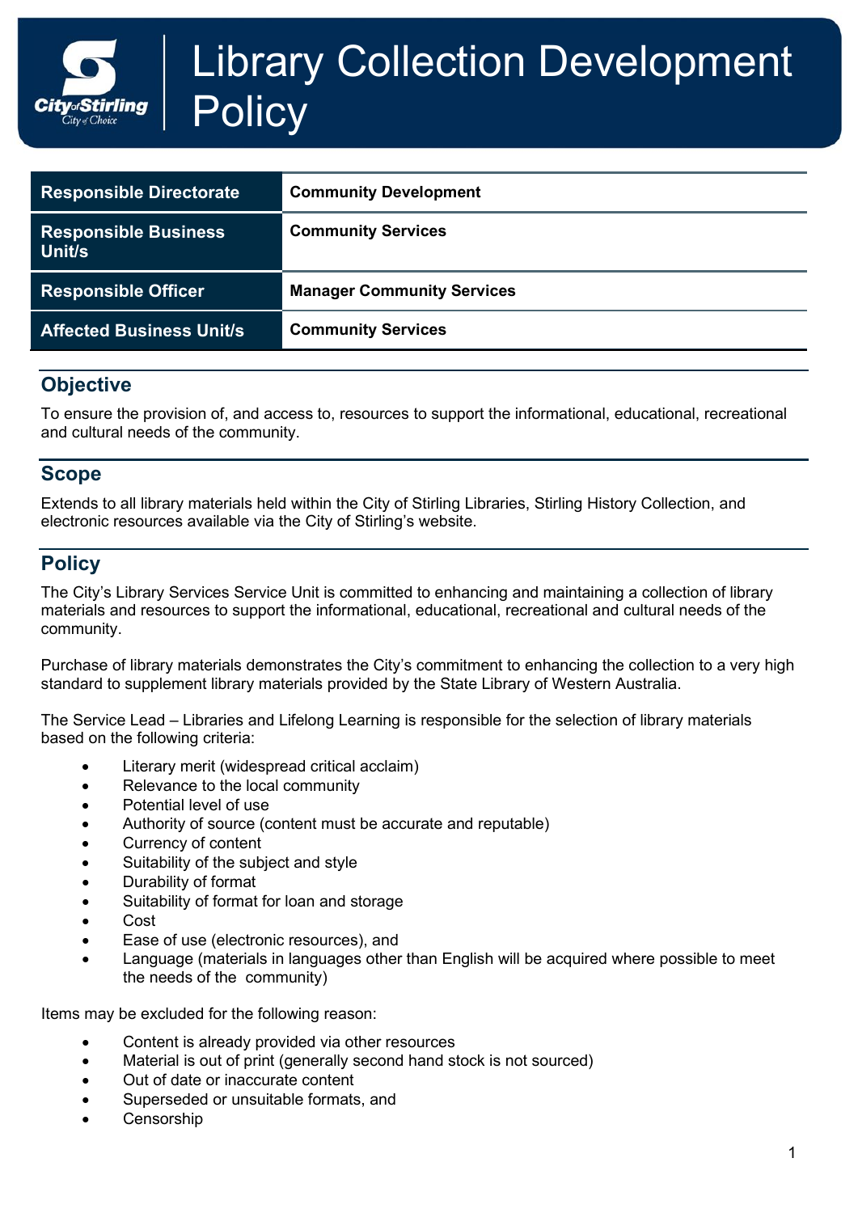# Library Collection Development Policy

| Responsible Directorate | Community Development |
|---|---|
| Responsible Business Unit/s | Community Services |
| Responsible Officer | Manager Community Services |
| Affected Business Unit/s | Community Services |

## Objective

To ensure the provision of, and access to, resources to support the informational, educational, recreational and cultural needs of the community.

## Scope

Extends to all library materials held within the City of Stirling Libraries, Stirling History Collection, and electronic resources available via the City of Stirling's website.

## Policy

The City's Library Services Service Unit is committed to enhancing and maintaining a collection of library materials and resources to support the informational, educational, recreational and cultural needs of the community.

Purchase of library materials demonstrates the City's commitment to enhancing the collection to a very high standard to supplement library materials provided by the State Library of Western Australia.

The Service Lead – Libraries and Lifelong Learning is responsible for the selection of library materials based on the following criteria:

- Literary merit (widespread critical acclaim)
- Relevance to the local community
- Potential level of use
- Authority of source (content must be accurate and reputable)
- Currency of content
- Suitability of the subject and style
- Durability of format
- Suitability of format for loan and storage
- Cost
- Ease of use (electronic resources), and
- Language (materials in languages other than English will be acquired where possible to meet the needs of the community)

Items may be excluded for the following reason:

- Content is already provided via other resources
- Material is out of print (generally second hand stock is not sourced)
- Out of date or inaccurate content
- Superseded or unsuitable formats, and
- Censorship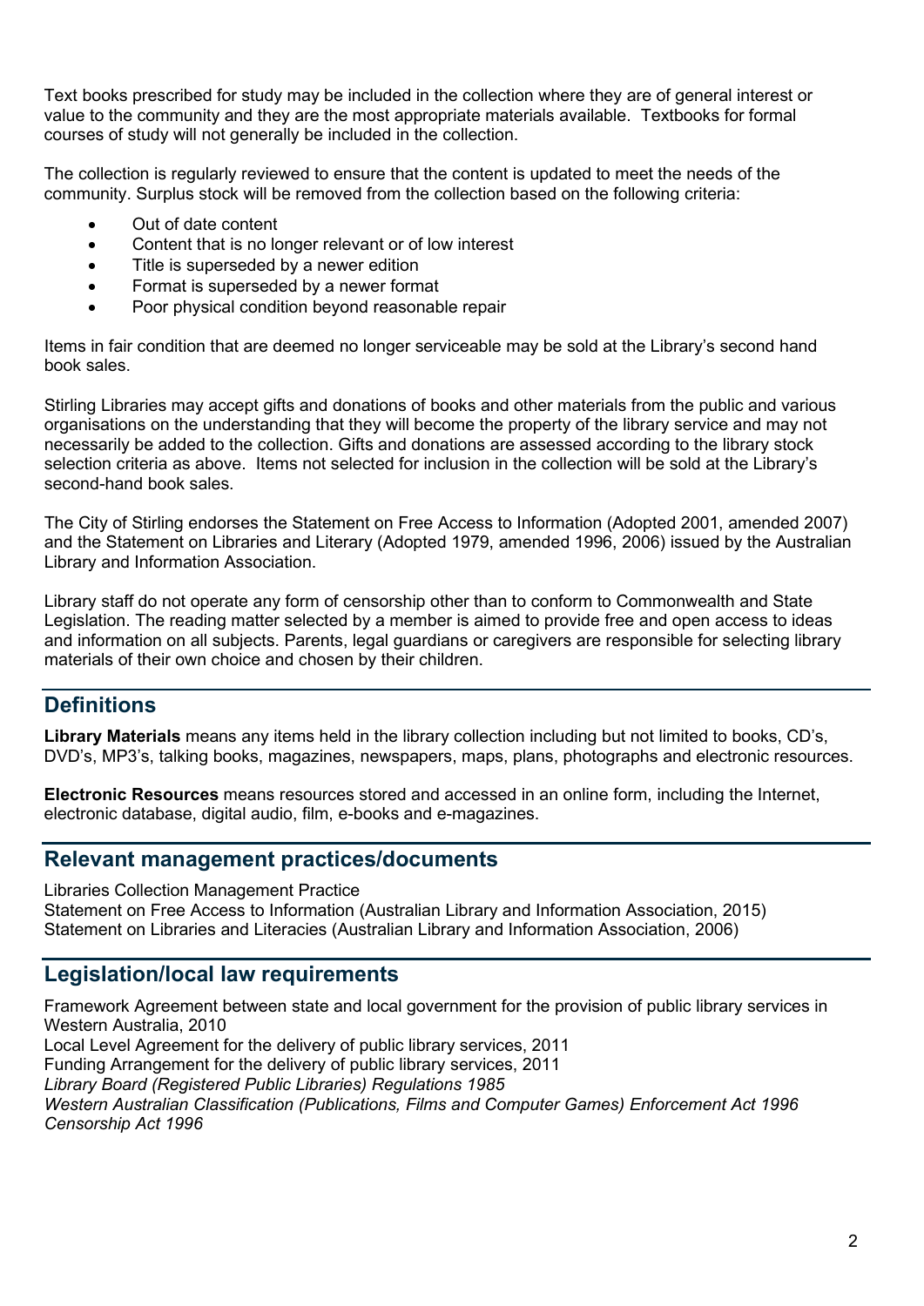Text books prescribed for study may be included in the collection where they are of general interest or value to the community and they are the most appropriate materials available. Textbooks for formal courses of study will not generally be included in the collection.

The collection is regularly reviewed to ensure that the content is updated to meet the needs of the community. Surplus stock will be removed from the collection based on the following criteria:

- Out of date content
- Content that is no longer relevant or of low interest
- Title is superseded by a newer edition
- Format is superseded by a newer format
- Poor physical condition beyond reasonable repair

Items in fair condition that are deemed no longer serviceable may be sold at the Library's second hand book sales.

Stirling Libraries may accept gifts and donations of books and other materials from the public and various organisations on the understanding that they will become the property of the library service and may not necessarily be added to the collection. Gifts and donations are assessed according to the library stock selection criteria as above. Items not selected for inclusion in the collection will be sold at the Library's second-hand book sales.

The City of Stirling endorses the Statement on Free Access to Information (Adopted 2001, amended 2007) and the Statement on Libraries and Literary (Adopted 1979, amended 1996, 2006) issued by the Australian Library and Information Association.

Library staff do not operate any form of censorship other than to conform to Commonwealth and State Legislation. The reading matter selected by a member is aimed to provide free and open access to ideas and information on all subjects. Parents, legal guardians or caregivers are responsible for selecting library materials of their own choice and chosen by their children.

## Definitions

**Library Materials** means any items held in the library collection including but not limited to books, CD's, DVD's, MP3's, talking books, magazines, newspapers, maps, plans, photographs and electronic resources.

**Electronic Resources** means resources stored and accessed in an online form, including the Internet, electronic database, digital audio, film, e-books and e-magazines.

## Relevant management practices/documents

Libraries Collection Management Practice
Statement on Free Access to Information (Australian Library and Information Association, 2015)
Statement on Libraries and Literacies (Australian Library and Information Association, 2006)

## Legislation/local law requirements

Framework Agreement between state and local government for the provision of public library services in Western Australia, 2010
Local Level Agreement for the delivery of public library services, 2011
Funding Arrangement for the delivery of public library services, 2011
*Library Board (Registered Public Libraries) Regulations 1985*
*Western Australian Classification (Publications, Films and Computer Games) Enforcement Act 1996*
*Censorship Act 1996*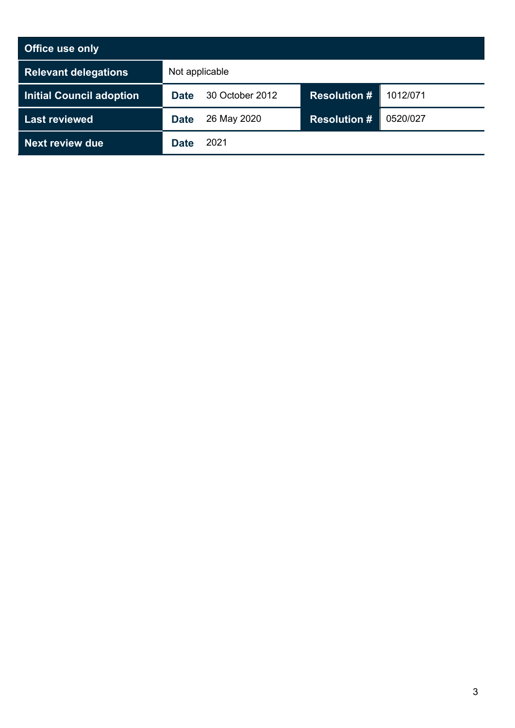| Office use only | | | | | |
|---|---|---|---|---|---|
| **Relevant delegations** | Not applicable | | | | |
| **Initial Council adoption** | **Date** | 30 October 2012 | **Resolution #** | 1012/071 |
| **Last reviewed** | **Date** | 26 May 2020 | **Resolution #** | 0520/027 |
| **Next review due** | **Date** | 2021 | | |